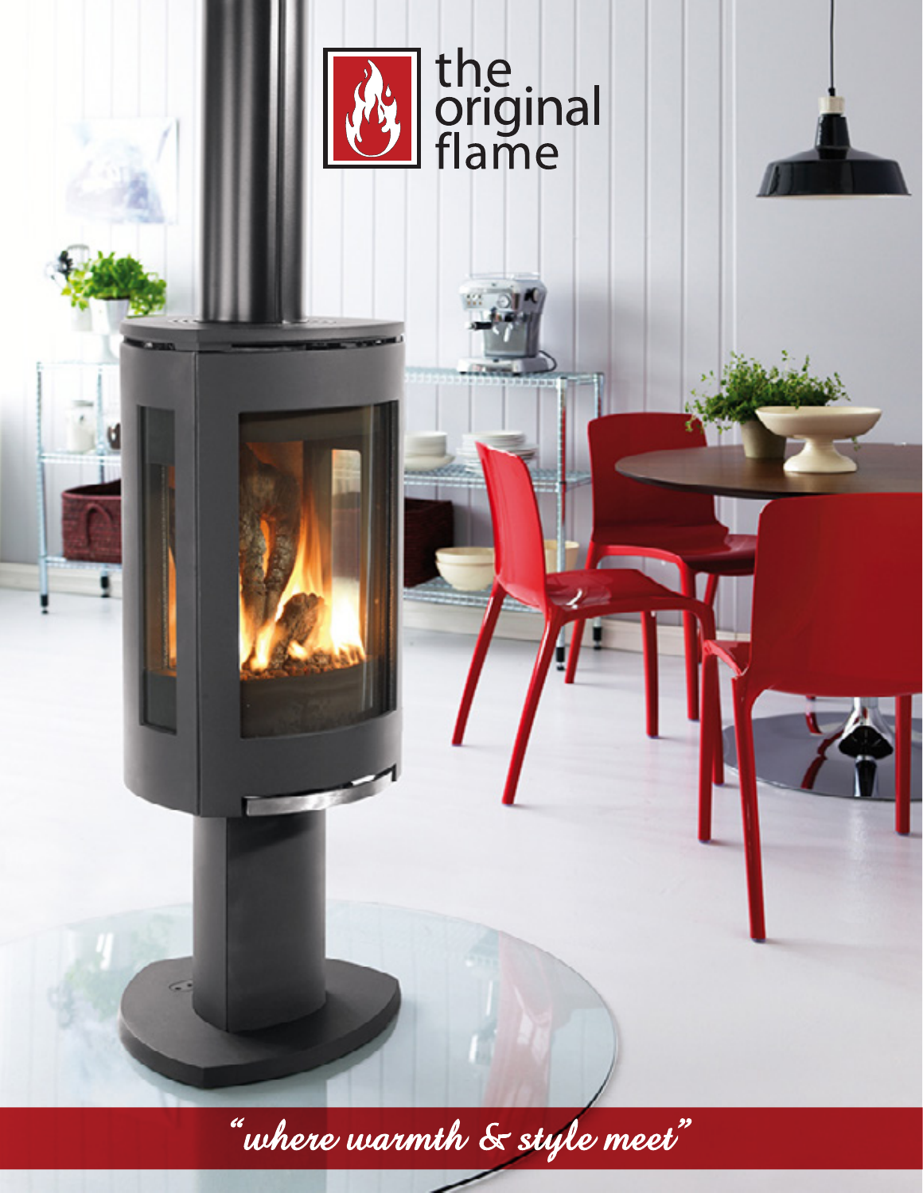# the original flame

*"where warmth & style meet"*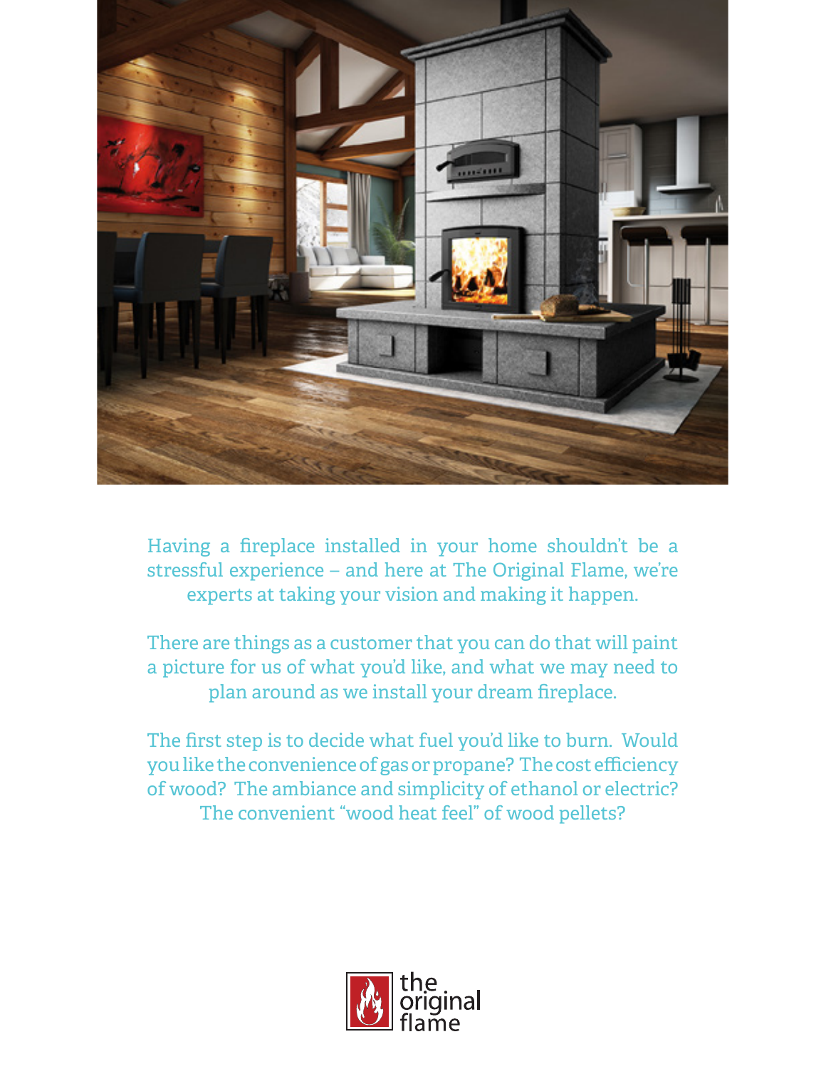Having a fireplace installed in your home shouldn't be a stressful experience – and here at The Original Flame, we're experts at taking your vision and making it happen.

There are things as a customer that you can do that will paint a picture for us of what you'd like, and what we may need to plan around as we install your dream fireplace.

The first step is to decide what fuel you'd like to burn. Would you like the convenience of gas or propane? The cost efficiency of wood? The ambiance and simplicity of ethanol or electric? The convenient "wood heat feel" of wood pellets?

the original flame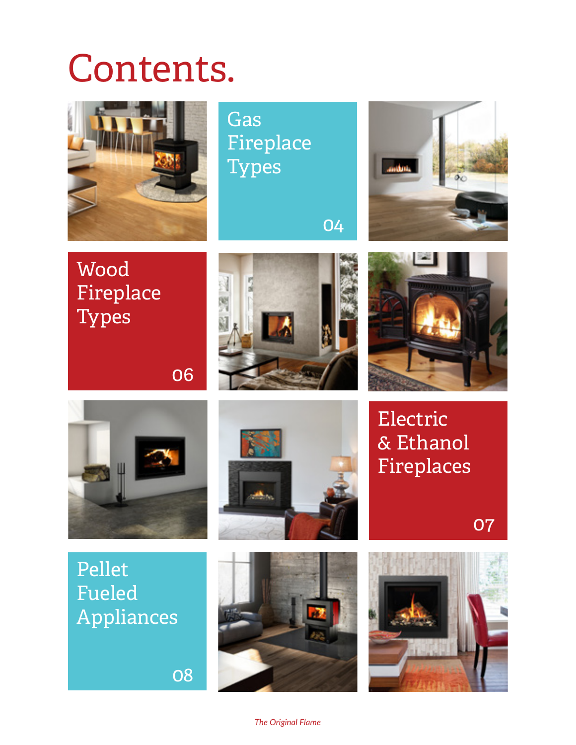# Contents.

Gas Fireplace Types — 04

Wood Fireplace Types — 06

Electric & Ethanol Fireplaces — 07

Pellet Fueled Appliances — 08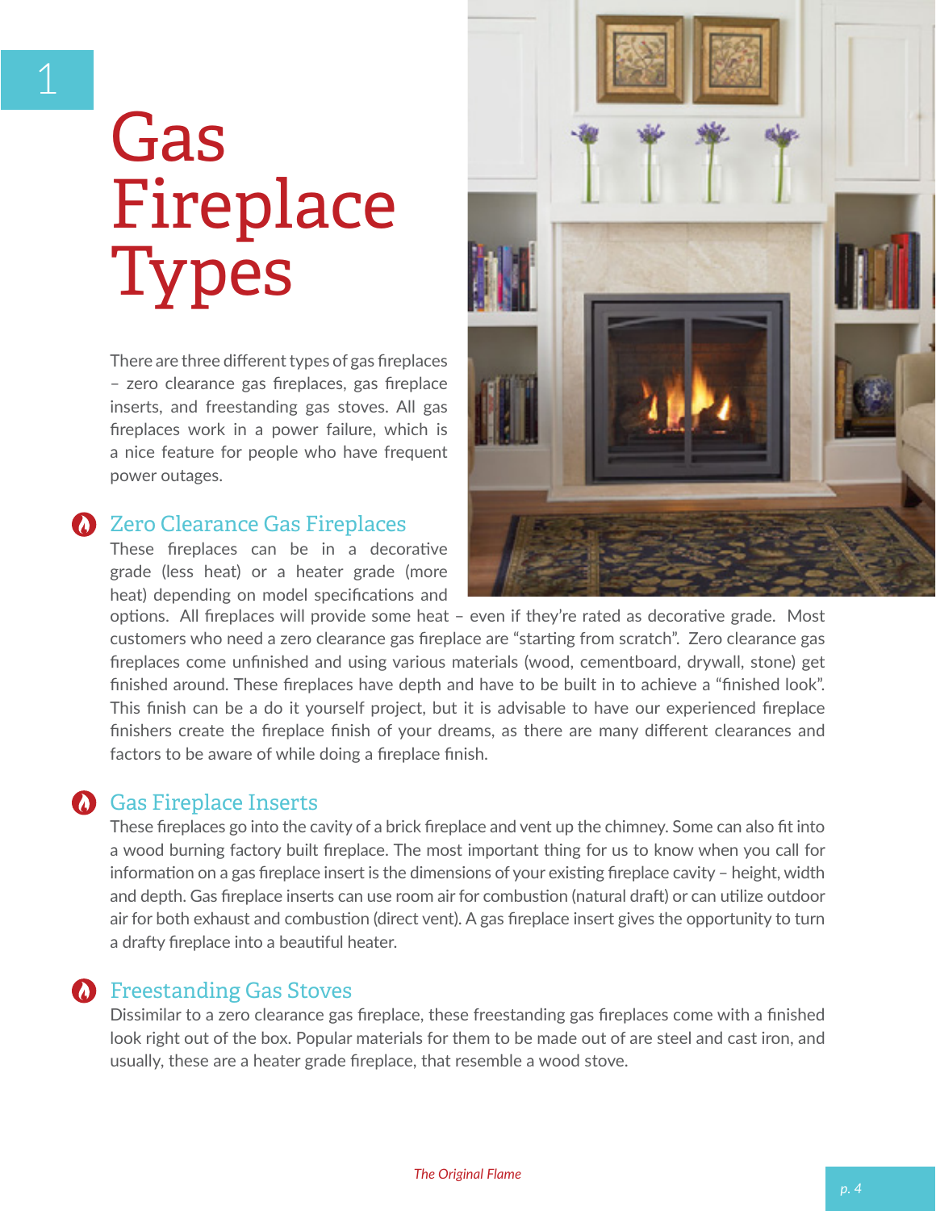1

# Gas Fireplace Types

There are three different types of gas fireplaces – zero clearance gas fireplaces, gas fireplace inserts, and freestanding gas stoves. All gas fireplaces work in a power failure, which is a nice feature for people who have frequent power outages.

## Zero Clearance Gas Fireplaces

These fireplaces can be in a decorative grade (less heat) or a heater grade (more heat) depending on model specifications and options. All fireplaces will provide some heat – even if they're rated as decorative grade. Most customers who need a zero clearance gas fireplace are "starting from scratch". Zero clearance gas fireplaces come unfinished and using various materials (wood, cementboard, drywall, stone) get finished around. These fireplaces have depth and have to be built in to achieve a "finished look". This finish can be a do it yourself project, but it is advisable to have our experienced fireplace finishers create the fireplace finish of your dreams, as there are many different clearances and factors to be aware of while doing a fireplace finish.

## Gas Fireplace Inserts

These fireplaces go into the cavity of a brick fireplace and vent up the chimney. Some can also fit into a wood burning factory built fireplace. The most important thing for us to know when you call for information on a gas fireplace insert is the dimensions of your existing fireplace cavity – height, width and depth. Gas fireplace inserts can use room air for combustion (natural draft) or can utilize outdoor air for both exhaust and combustion (direct vent). A gas fireplace insert gives the opportunity to turn a drafty fireplace into a beautiful heater.

## Freestanding Gas Stoves

Dissimilar to a zero clearance gas fireplace, these freestanding gas fireplaces come with a finished look right out of the box. Popular materials for them to be made out of are steel and cast iron, and usually, these are a heater grade fireplace, that resemble a wood stove.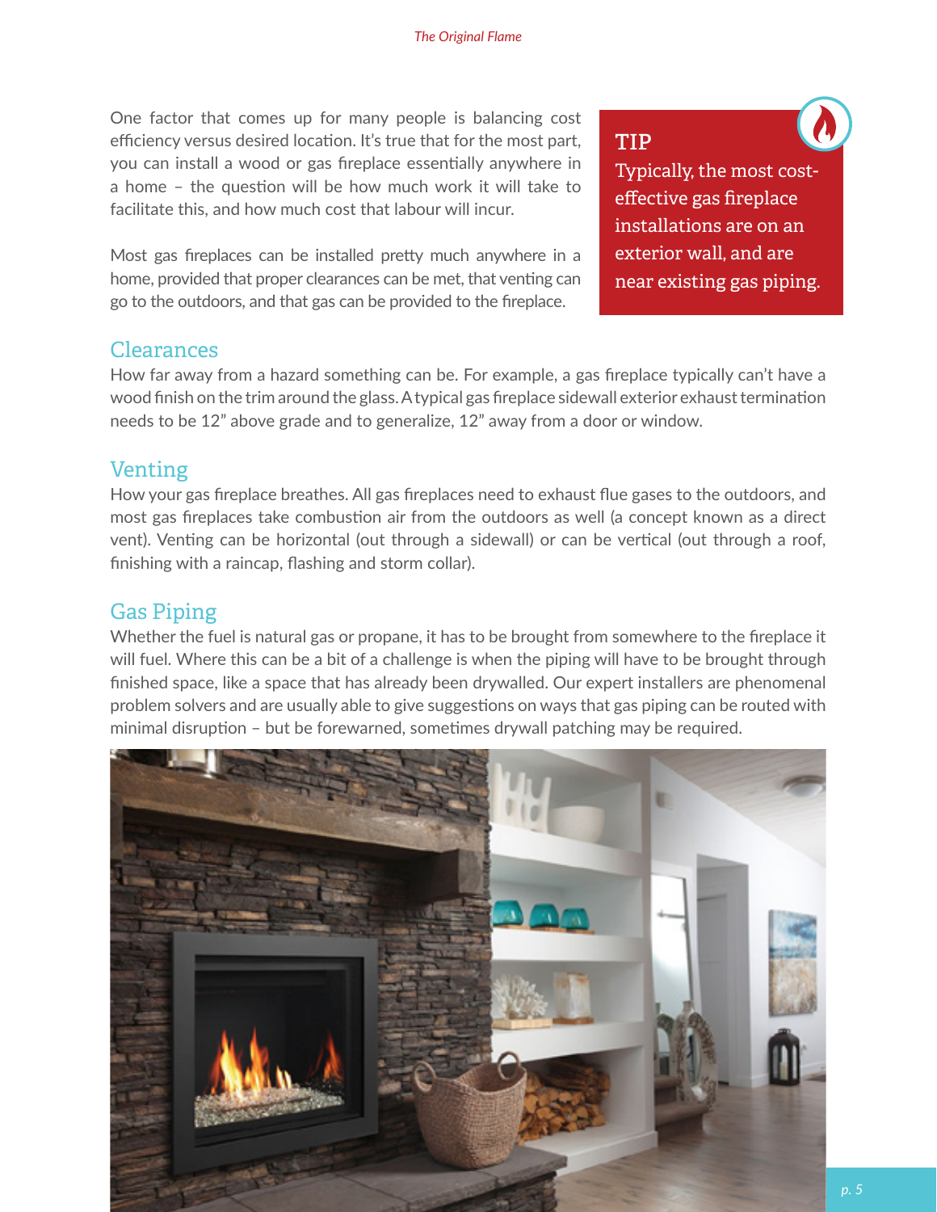One factor that comes up for many people is balancing cost efficiency versus desired location. It's true that for the most part, you can install a wood or gas fireplace essentially anywhere in a home – the question will be how much work it will take to facilitate this, and how much cost that labour will incur.

Most gas fireplaces can be installed pretty much anywhere in a home, provided that proper clearances can be met, that venting can go to the outdoors, and that gas can be provided to the fireplace.

> **TIP**
> Typically, the most cost-effective gas fireplace installations are on an exterior wall, and are near existing gas piping.

## Clearances

How far away from a hazard something can be. For example, a gas fireplace typically can't have a wood finish on the trim around the glass. A typical gas fireplace sidewall exterior exhaust termination needs to be 12" above grade and to generalize, 12" away from a door or window.

## Venting

How your gas fireplace breathes. All gas fireplaces need to exhaust flue gases to the outdoors, and most gas fireplaces take combustion air from the outdoors as well (a concept known as a direct vent). Venting can be horizontal (out through a sidewall) or can be vertical (out through a roof, finishing with a raincap, flashing and storm collar).

## Gas Piping

Whether the fuel is natural gas or propane, it has to be brought from somewhere to the fireplace it will fuel. Where this can be a bit of a challenge is when the piping will have to be brought through finished space, like a space that has already been drywalled. Our expert installers are phenomenal problem solvers and are usually able to give suggestions on ways that gas piping can be routed with minimal disruption – but be forewarned, sometimes drywall patching may be required.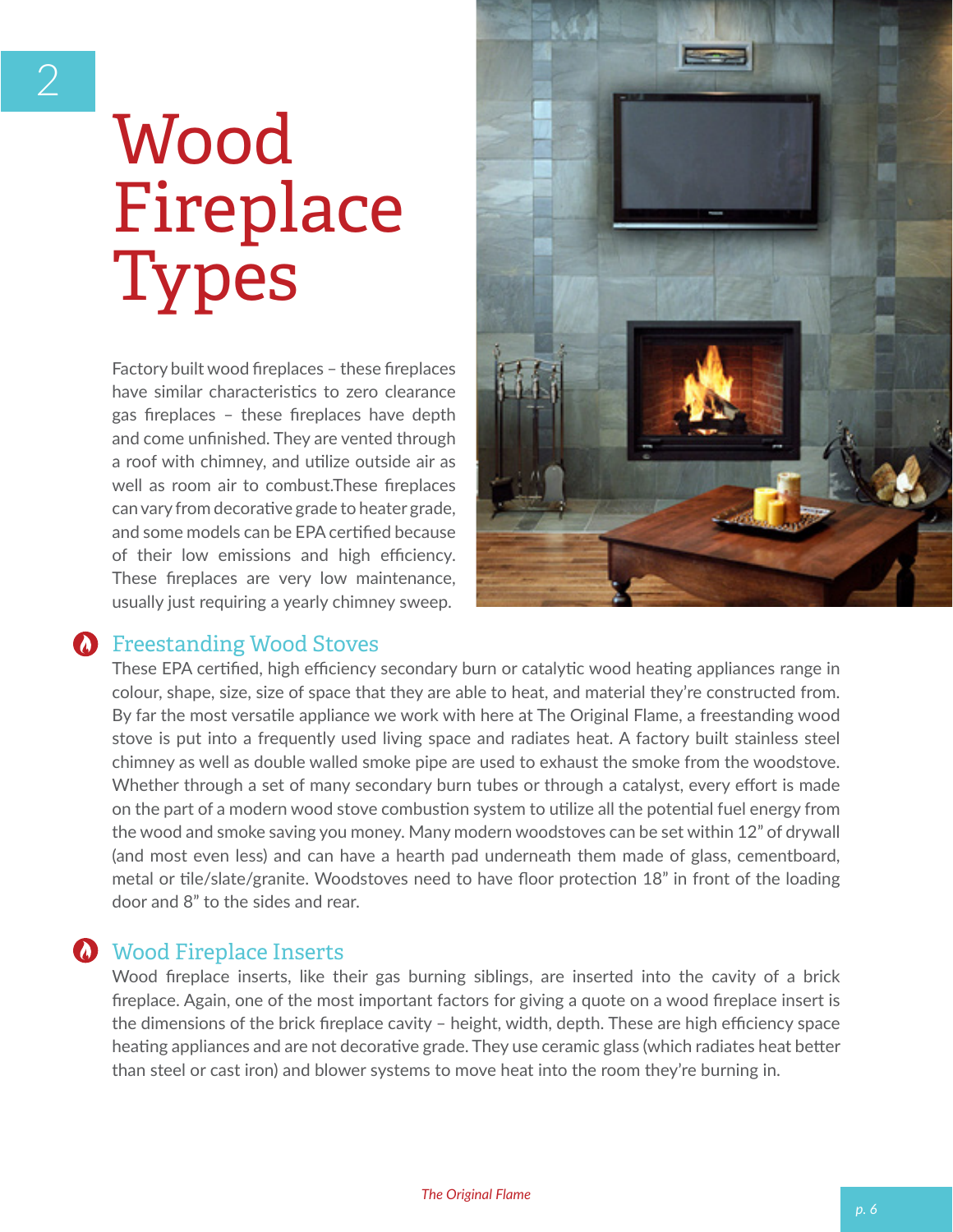# 2 Wood Fireplace Types

Factory built wood fireplaces – these fireplaces have similar characteristics to zero clearance gas fireplaces – these fireplaces have depth and come unfinished. They are vented through a roof with chimney, and utilize outside air as well as room air to combust.These fireplaces can vary from decorative grade to heater grade, and some models can be EPA certified because of their low emissions and high efficiency. These fireplaces are very low maintenance, usually just requiring a yearly chimney sweep.

## Freestanding Wood Stoves

These EPA certified, high efficiency secondary burn or catalytic wood heating appliances range in colour, shape, size, size of space that they are able to heat, and material they're constructed from. By far the most versatile appliance we work with here at The Original Flame, a freestanding wood stove is put into a frequently used living space and radiates heat. A factory built stainless steel chimney as well as double walled smoke pipe are used to exhaust the smoke from the woodstove. Whether through a set of many secondary burn tubes or through a catalyst, every effort is made on the part of a modern wood stove combustion system to utilize all the potential fuel energy from the wood and smoke saving you money. Many modern woodstoves can be set within 12" of drywall (and most even less) and can have a hearth pad underneath them made of glass, cementboard, metal or tile/slate/granite. Woodstoves need to have floor protection 18" in front of the loading door and 8" to the sides and rear.

## Wood Fireplace Inserts

Wood fireplace inserts, like their gas burning siblings, are inserted into the cavity of a brick fireplace. Again, one of the most important factors for giving a quote on a wood fireplace insert is the dimensions of the brick fireplace cavity – height, width, depth. These are high efficiency space heating appliances and are not decorative grade. They use ceramic glass (which radiates heat better than steel or cast iron) and blower systems to move heat into the room they're burning in.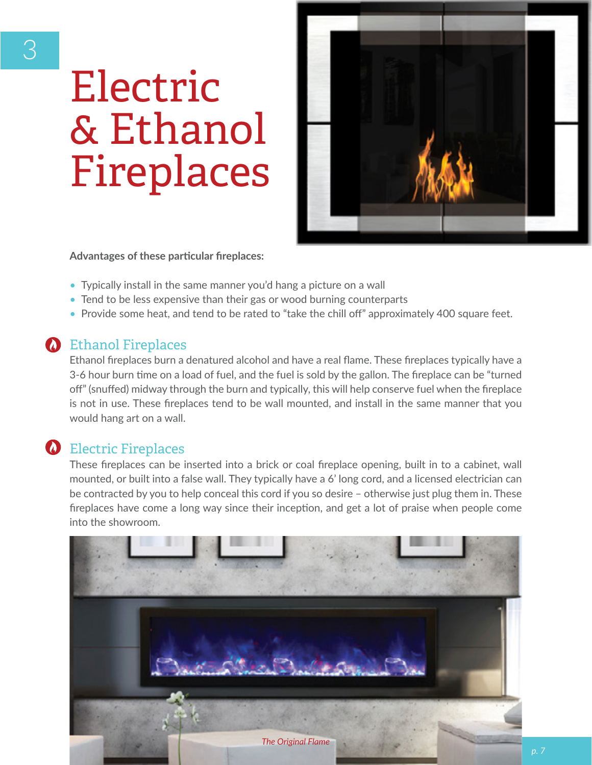3

# Electric & Ethanol Fireplaces

**Advantages of these particular fireplaces:**

- Typically install in the same manner you'd hang a picture on a wall
- Tend to be less expensive than their gas or wood burning counterparts
- Provide some heat, and tend to be rated to "take the chill off" approximately 400 square feet.

## Ethanol Fireplaces

Ethanol fireplaces burn a denatured alcohol and have a real flame. These fireplaces typically have a 3-6 hour burn time on a load of fuel, and the fuel is sold by the gallon. The fireplace can be "turned off" (snuffed) midway through the burn and typically, this will help conserve fuel when the fireplace is not in use. These fireplaces tend to be wall mounted, and install in the same manner that you would hang art on a wall.

## Electric Fireplaces

These fireplaces can be inserted into a brick or coal fireplace opening, built in to a cabinet, wall mounted, or built into a false wall. They typically have a 6' long cord, and a licensed electrician can be contracted by you to help conceal this cord if you so desire – otherwise just plug them in. These fireplaces have come a long way since their inception, and get a lot of praise when people come into the showroom.

*The Original Flame*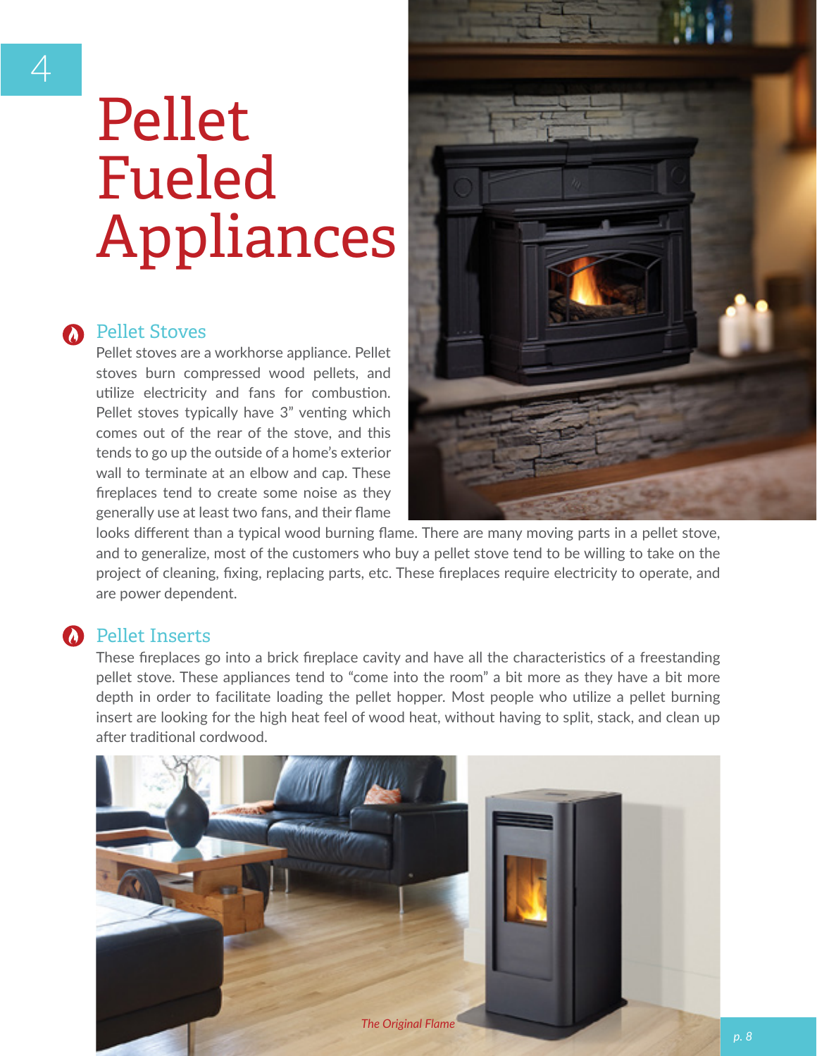# Pellet Fueled Appliances

## Pellet Stoves

Pellet stoves are a workhorse appliance. Pellet stoves burn compressed wood pellets, and utilize electricity and fans for combustion. Pellet stoves typically have 3" venting which comes out of the rear of the stove, and this tends to go up the outside of a home's exterior wall to terminate at an elbow and cap. These fireplaces tend to create some noise as they generally use at least two fans, and their flame looks different than a typical wood burning flame. There are many moving parts in a pellet stove, and to generalize, most of the customers who buy a pellet stove tend to be willing to take on the project of cleaning, fixing, replacing parts, etc. These fireplaces require electricity to operate, and are power dependent.

## Pellet Inserts

These fireplaces go into a brick fireplace cavity and have all the characteristics of a freestanding pellet stove. These appliances tend to "come into the room" a bit more as they have a bit more depth in order to facilitate loading the pellet hopper. Most people who utilize a pellet burning insert are looking for the high heat feel of wood heat, without having to split, stack, and clean up after traditional cordwood.

*The Original Flame*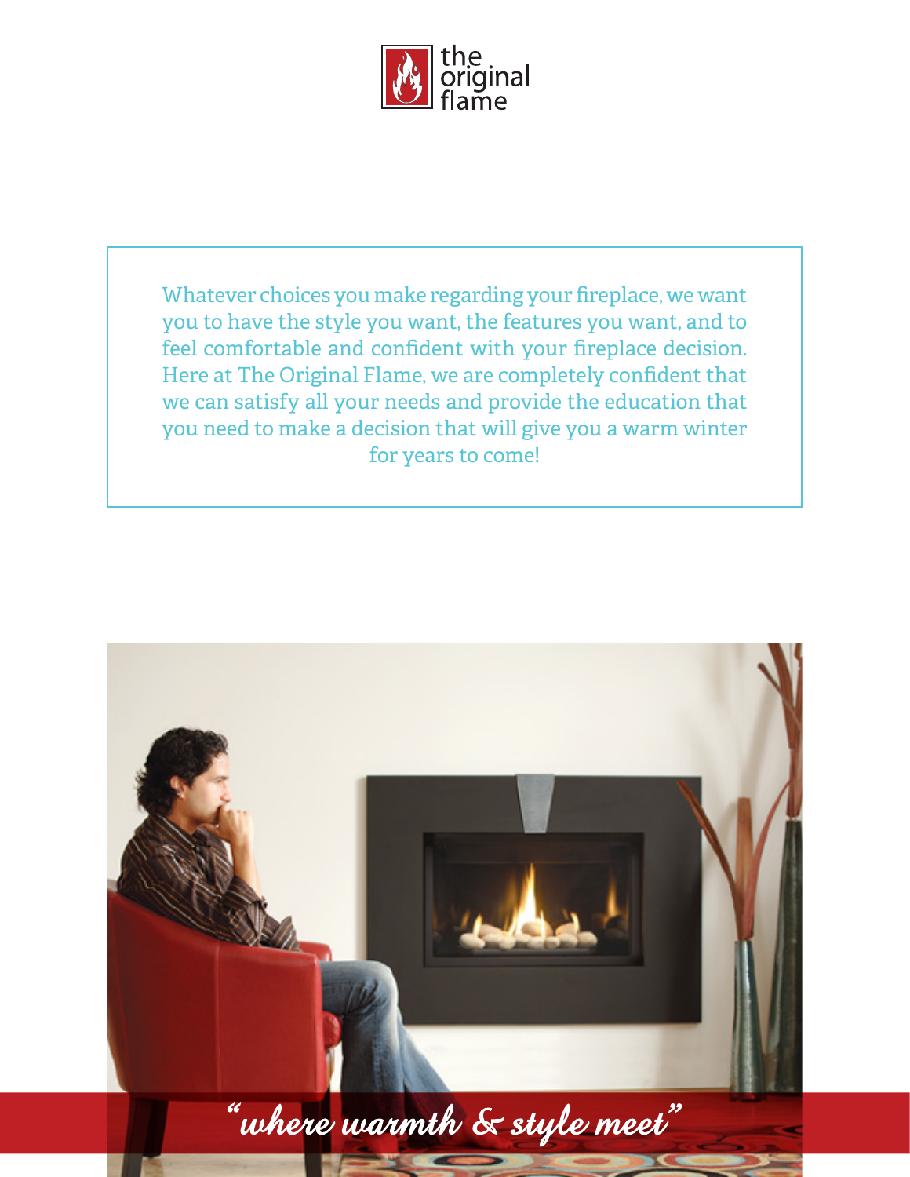the original flame

Whatever choices you make regarding your fireplace, we want you to have the style you want, the features you want, and to feel comfortable and confident with your fireplace decision. Here at The Original Flame, we are completely confident that we can satisfy all your needs and provide the education that you need to make a decision that will give you a warm winter for years to come!

*"where warmth & style meet"*